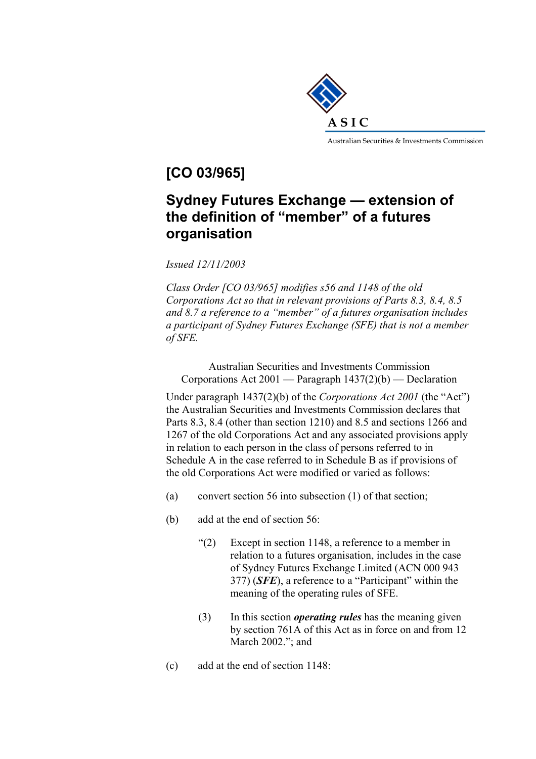ASIC

Australian Securities & Investments Commission

# [CO 03/965]

## Sydney Futures Exchange — extension of the definition of "member" of a futures organisation

*Issued 12/11/2003*

*Class Order [CO 03/965] modifies s56 and 1148 of the old Corporations Act so that in relevant provisions of Parts 8.3, 8.4, 8.5 and 8.7 a reference to a "member" of a futures organisation includes a participant of Sydney Futures Exchange (SFE) that is not a member of SFE.*

Australian Securities and Investments Commission
Corporations Act 2001 — Paragraph 1437(2)(b) — Declaration

Under paragraph 1437(2)(b) of the *Corporations Act 2001* (the "Act") the Australian Securities and Investments Commission declares that Parts 8.3, 8.4 (other than section 1210) and 8.5 and sections 1266 and 1267 of the old Corporations Act and any associated provisions apply in relation to each person in the class of persons referred to in Schedule A in the case referred to in Schedule B as if provisions of the old Corporations Act were modified or varied as follows:

(a) convert section 56 into subsection (1) of that section;

(b) add at the end of section 56:

> "(2) Except in section 1148, a reference to a member in relation to a futures organisation, includes in the case of Sydney Futures Exchange Limited (ACN 000 943 377) (***SFE***), a reference to a "Participant" within the meaning of the operating rules of SFE.
>
> (3) In this section ***operating rules*** has the meaning given by section 761A of this Act as in force on and from 12 March 2002."; and

(c) add at the end of section 1148: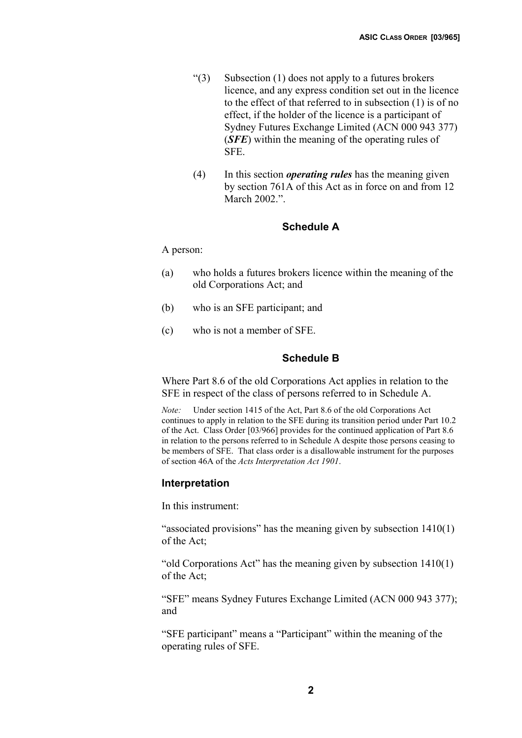"(3) Subsection (1) does not apply to a futures brokers licence, and any express condition set out in the licence to the effect of that referred to in subsection (1) is of no effect, if the holder of the licence is a participant of Sydney Futures Exchange Limited (ACN 000 943 377) (***SFE***) within the meaning of the operating rules of SFE.

(4) In this section ***operating rules*** has the meaning given by section 761A of this Act as in force on and from 12 March 2002.".

### Schedule A

A person:

(a) who holds a futures brokers licence within the meaning of the old Corporations Act; and

(b) who is an SFE participant; and

(c) who is not a member of SFE.

### Schedule B

Where Part 8.6 of the old Corporations Act applies in relation to the SFE in respect of the class of persons referred to in Schedule A.

*Note:* Under section 1415 of the Act, Part 8.6 of the old Corporations Act continues to apply in relation to the SFE during its transition period under Part 10.2 of the Act. Class Order [03/966] provides for the continued application of Part 8.6 in relation to the persons referred to in Schedule A despite those persons ceasing to be members of SFE. That class order is a disallowable instrument for the purposes of section 46A of the *Acts Interpretation Act 1901*.

### Interpretation

In this instrument:

"associated provisions" has the meaning given by subsection 1410(1) of the Act;

"old Corporations Act" has the meaning given by subsection 1410(1) of the Act;

"SFE" means Sydney Futures Exchange Limited (ACN 000 943 377); and

"SFE participant" means a "Participant" within the meaning of the operating rules of SFE.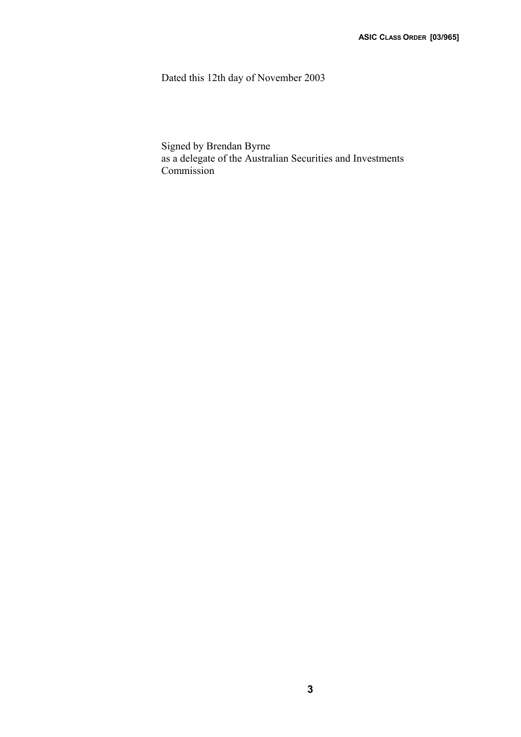Dated this 12th day of November 2003

Signed by Brendan Byrne
as a delegate of the Australian Securities and Investments Commission